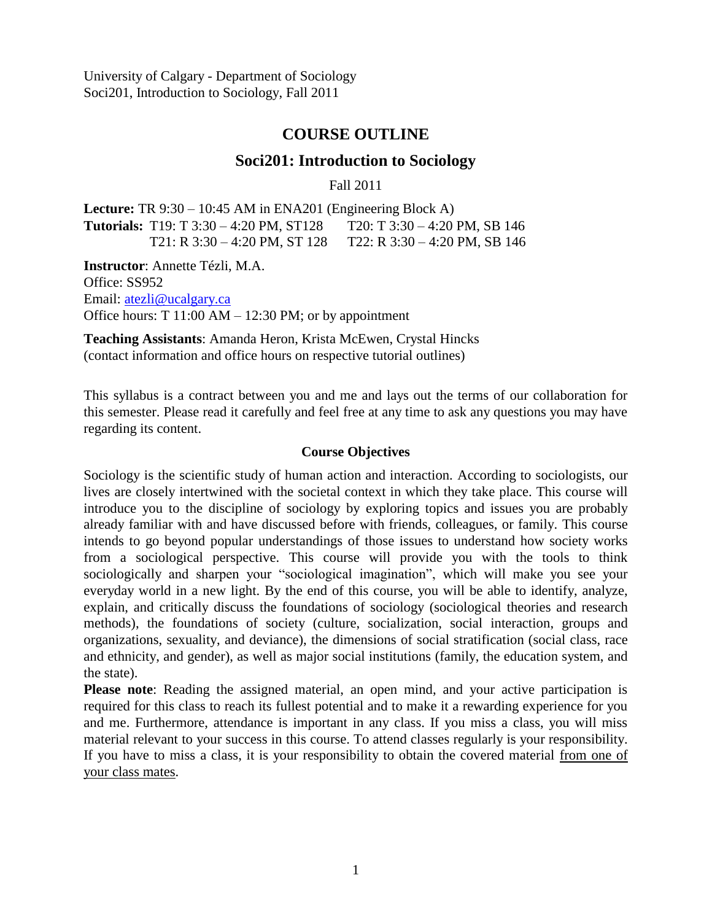University of Calgary - Department of Sociology
Soci201, Introduction to Sociology, Fall 2011

# COURSE OUTLINE

## Soci201: Introduction to Sociology

Fall 2011

**Lecture:** TR 9:30 – 10:45 AM in ENA201 (Engineering Block A)
**Tutorials:** T19: T 3:30 – 4:20 PM, ST128 T20: T 3:30 – 4:20 PM, SB 146
T21: R 3:30 – 4:20 PM, ST 128 T22: R 3:30 – 4:20 PM, SB 146

**Instructor**: Annette Tézli, M.A.
Office: SS952
Email: atezli@ucalgary.ca
Office hours: T 11:00 AM – 12:30 PM; or by appointment

**Teaching Assistants**: Amanda Heron, Krista McEwen, Crystal Hincks
(contact information and office hours on respective tutorial outlines)

This syllabus is a contract between you and me and lays out the terms of our collaboration for this semester. Please read it carefully and feel free at any time to ask any questions you may have regarding its content.

### Course Objectives

Sociology is the scientific study of human action and interaction. According to sociologists, our lives are closely intertwined with the societal context in which they take place. This course will introduce you to the discipline of sociology by exploring topics and issues you are probably already familiar with and have discussed before with friends, colleagues, or family. This course intends to go beyond popular understandings of those issues to understand how society works from a sociological perspective. This course will provide you with the tools to think sociologically and sharpen your "sociological imagination", which will make you see your everyday world in a new light. By the end of this course, you will be able to identify, analyze, explain, and critically discuss the foundations of sociology (sociological theories and research methods), the foundations of society (culture, socialization, social interaction, groups and organizations, sexuality, and deviance), the dimensions of social stratification (social class, race and ethnicity, and gender), as well as major social institutions (family, the education system, and the state).

**Please note**: Reading the assigned material, an open mind, and your active participation is required for this class to reach its fullest potential and to make it a rewarding experience for you and me. Furthermore, attendance is important in any class. If you miss a class, you will miss material relevant to your success in this course. To attend classes regularly is your responsibility. If you have to miss a class, it is your responsibility to obtain the covered material <u>from one of your class mates</u>.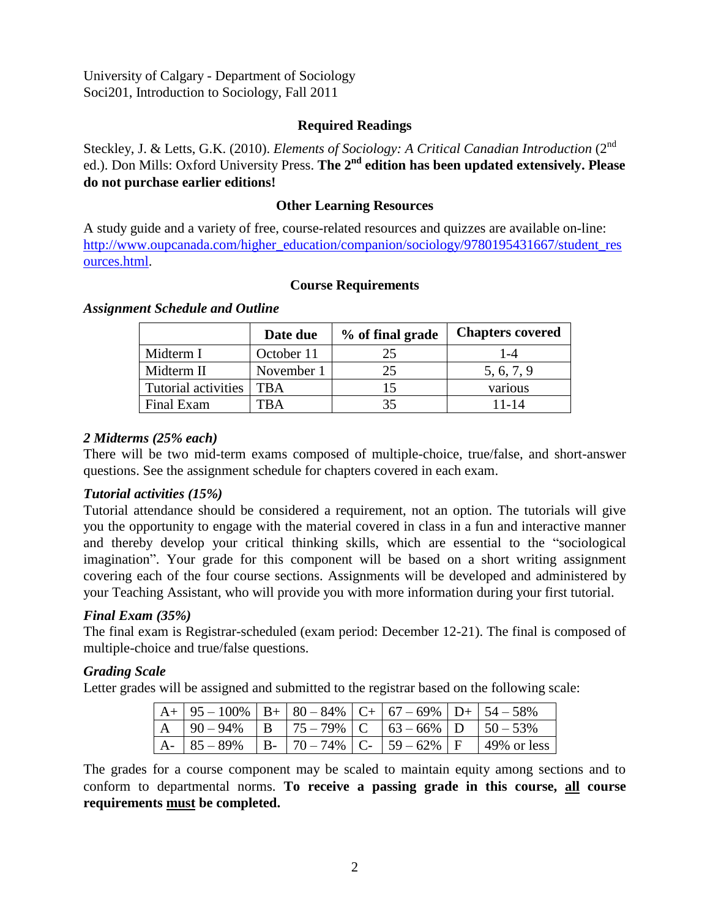University of Calgary - Department of Sociology
Soci201, Introduction to Sociology, Fall 2011

## Required Readings

Steckley, J. & Letts, G.K. (2010). *Elements of Sociology: A Critical Canadian Introduction* (2nd ed.). Don Mills: Oxford University Press. **The 2nd edition has been updated extensively. Please do not purchase earlier editions!**

## Other Learning Resources

A study guide and a variety of free, course-related resources and quizzes are available on-line: http://www.oupcanada.com/higher_education/companion/sociology/9780195431667/student_resources.html.

## Course Requirements

### *Assignment Schedule and Outline*

| | Date due | % of final grade | Chapters covered |
|---|---|---|---|
| Midterm I | October 11 | 25 | 1-4 |
| Midterm II | November 1 | 25 | 5, 6, 7, 9 |
| Tutorial activities | TBA | 15 | various |
| Final Exam | TBA | 35 | 11-14 |

### *2 Midterms (25% each)*

There will be two mid-term exams composed of multiple-choice, true/false, and short-answer questions. See the assignment schedule for chapters covered in each exam.

### *Tutorial activities (15%)*

Tutorial attendance should be considered a requirement, not an option. The tutorials will give you the opportunity to engage with the material covered in class in a fun and interactive manner and thereby develop your critical thinking skills, which are essential to the "sociological imagination". Your grade for this component will be based on a short writing assignment covering each of the four course sections. Assignments will be developed and administered by your Teaching Assistant, who will provide you with more information during your first tutorial.

### *Final Exam (35%)*

The final exam is Registrar-scheduled (exam period: December 12-21). The final is composed of multiple-choice and true/false questions.

### *Grading Scale*

Letter grades will be assigned and submitted to the registrar based on the following scale:

| | | | | | | | |
|---|---|---|---|---|---|---|---|
| A+ | 95 – 100% | B+ | 80 – 84% | C+ | 67 – 69% | D+ | 54 – 58% |
| A | 90 – 94% | B | 75 – 79% | C | 63 – 66% | D | 50 – 53% |
| A- | 85 – 89% | B- | 70 – 74% | C- | 59 – 62% | F | 49% or less |

The grades for a course component may be scaled to maintain equity among sections and to conform to departmental norms. **To receive a passing grade in this course, all course requirements must be completed.**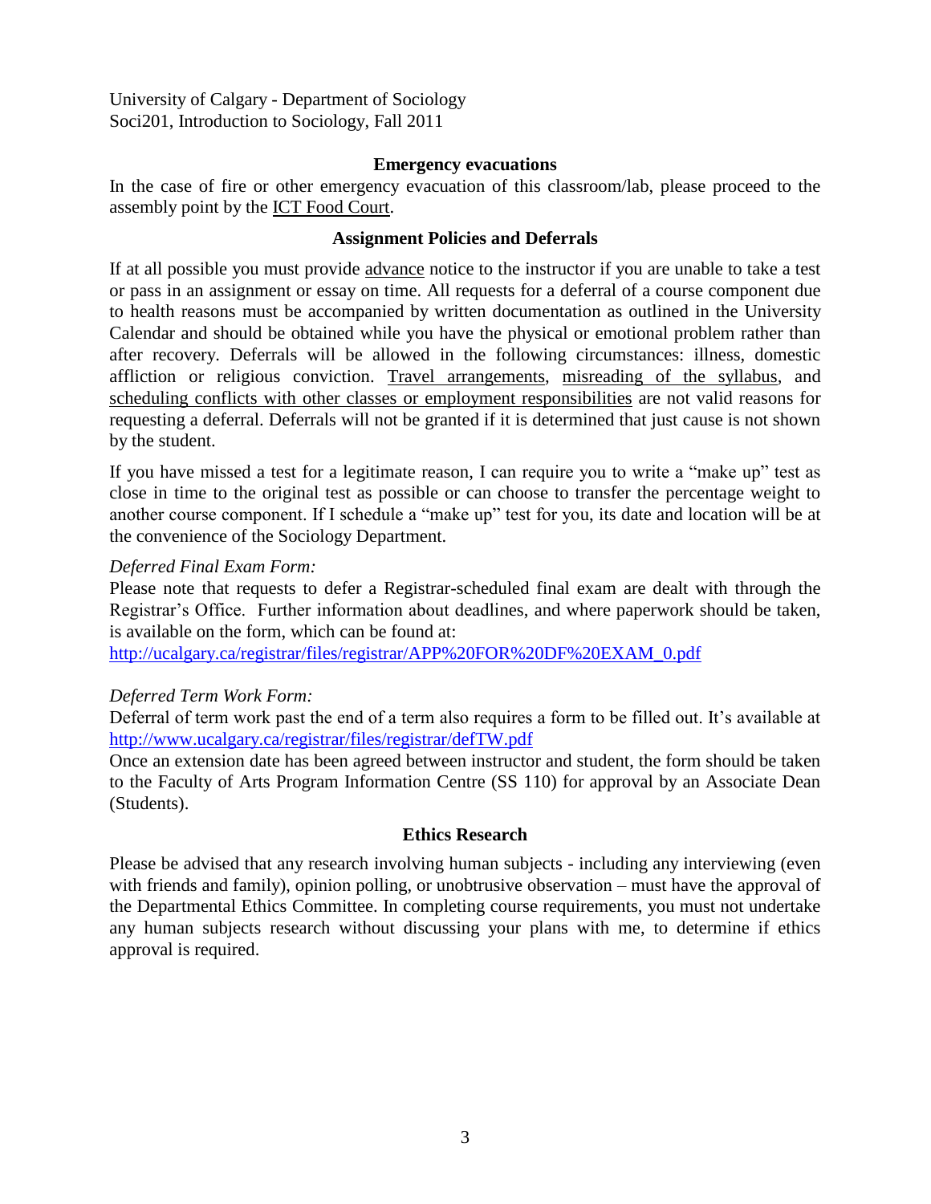University of Calgary - Department of Sociology
Soci201, Introduction to Sociology, Fall 2011

## Emergency evacuations

In the case of fire or other emergency evacuation of this classroom/lab, please proceed to the assembly point by the ICT Food Court.

## Assignment Policies and Deferrals

If at all possible you must provide advance notice to the instructor if you are unable to take a test or pass in an assignment or essay on time. All requests for a deferral of a course component due to health reasons must be accompanied by written documentation as outlined in the University Calendar and should be obtained while you have the physical or emotional problem rather than after recovery. Deferrals will be allowed in the following circumstances: illness, domestic affliction or religious conviction. Travel arrangements, misreading of the syllabus, and scheduling conflicts with other classes or employment responsibilities are not valid reasons for requesting a deferral. Deferrals will not be granted if it is determined that just cause is not shown by the student.

If you have missed a test for a legitimate reason, I can require you to write a "make up" test as close in time to the original test as possible or can choose to transfer the percentage weight to another course component. If I schedule a "make up" test for you, its date and location will be at the convenience of the Sociology Department.

*Deferred Final Exam Form:*
Please note that requests to defer a Registrar-scheduled final exam are dealt with through the Registrar's Office. Further information about deadlines, and where paperwork should be taken, is available on the form, which can be found at:
http://ucalgary.ca/registrar/files/registrar/APP%20FOR%20DF%20EXAM_0.pdf

*Deferred Term Work Form:*
Deferral of term work past the end of a term also requires a form to be filled out. It's available at http://www.ucalgary.ca/registrar/files/registrar/defTW.pdf
Once an extension date has been agreed between instructor and student, the form should be taken to the Faculty of Arts Program Information Centre (SS 110) for approval by an Associate Dean (Students).

## Ethics Research

Please be advised that any research involving human subjects - including any interviewing (even with friends and family), opinion polling, or unobtrusive observation – must have the approval of the Departmental Ethics Committee. In completing course requirements, you must not undertake any human subjects research without discussing your plans with me, to determine if ethics approval is required.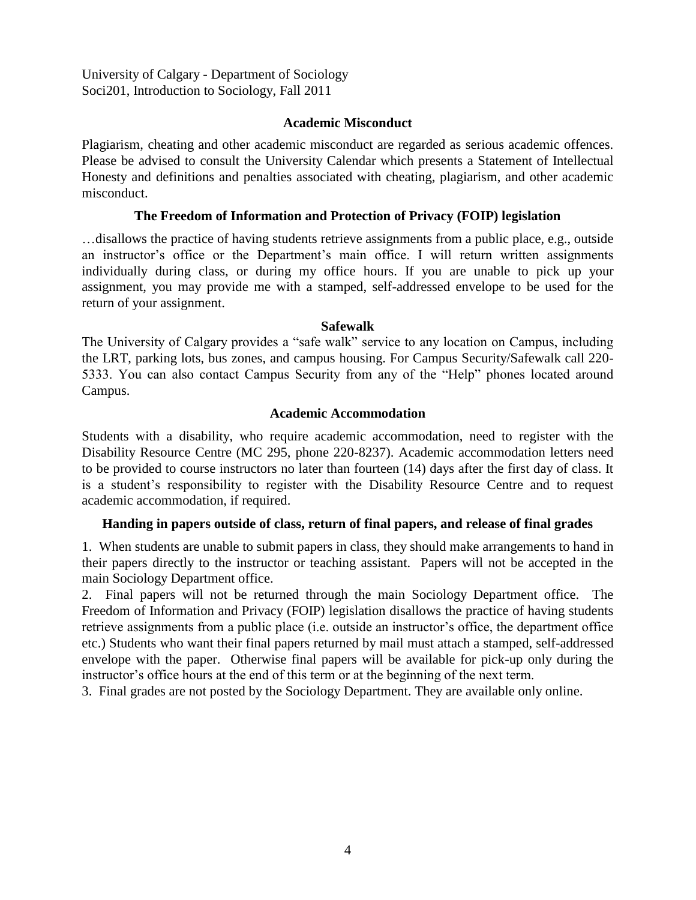University of Calgary - Department of Sociology
Soci201, Introduction to Sociology, Fall 2011

## Academic Misconduct

Plagiarism, cheating and other academic misconduct are regarded as serious academic offences. Please be advised to consult the University Calendar which presents a Statement of Intellectual Honesty and definitions and penalties associated with cheating, plagiarism, and other academic misconduct.

## The Freedom of Information and Protection of Privacy (FOIP) legislation

…disallows the practice of having students retrieve assignments from a public place, e.g., outside an instructor's office or the Department's main office. I will return written assignments individually during class, or during my office hours. If you are unable to pick up your assignment, you may provide me with a stamped, self-addressed envelope to be used for the return of your assignment.

## Safewalk

The University of Calgary provides a "safe walk" service to any location on Campus, including the LRT, parking lots, bus zones, and campus housing. For Campus Security/Safewalk call 220-5333. You can also contact Campus Security from any of the "Help" phones located around Campus.

## Academic Accommodation

Students with a disability, who require academic accommodation, need to register with the Disability Resource Centre (MC 295, phone 220-8237). Academic accommodation letters need to be provided to course instructors no later than fourteen (14) days after the first day of class. It is a student's responsibility to register with the Disability Resource Centre and to request academic accommodation, if required.

## Handing in papers outside of class, return of final papers, and release of final grades

1. When students are unable to submit papers in class, they should make arrangements to hand in their papers directly to the instructor or teaching assistant. Papers will not be accepted in the main Sociology Department office.
2. Final papers will not be returned through the main Sociology Department office. The Freedom of Information and Privacy (FOIP) legislation disallows the practice of having students retrieve assignments from a public place (i.e. outside an instructor's office, the department office etc.) Students who want their final papers returned by mail must attach a stamped, self-addressed envelope with the paper. Otherwise final papers will be available for pick-up only during the instructor's office hours at the end of this term or at the beginning of the next term.
3. Final grades are not posted by the Sociology Department. They are available only online.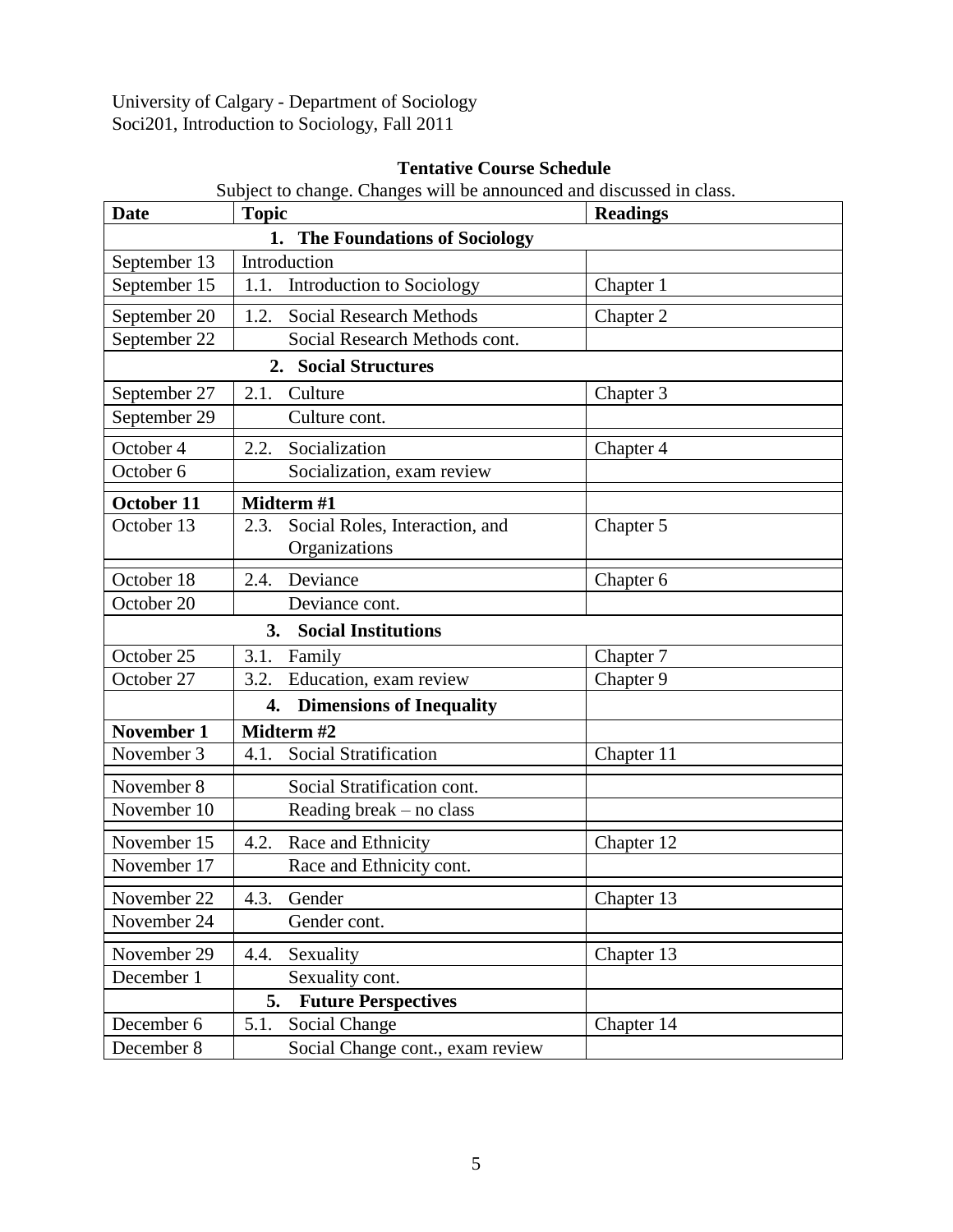University of Calgary - Department of Sociology
Soci201, Introduction to Sociology, Fall 2011

**Tentative Course Schedule**

Subject to change. Changes will be announced and discussed in class.

| Date | Topic | Readings |
|---|---|---|
| | **1. The Foundations of Sociology** | |
| September 13 | Introduction | |
| September 15 | 1.1. Introduction to Sociology | Chapter 1 |
| September 20 | 1.2. Social Research Methods | Chapter 2 |
| September 22 | Social Research Methods cont. | |
| | **2. Social Structures** | |
| September 27 | 2.1. Culture | Chapter 3 |
| September 29 | Culture cont. | |
| October 4 | 2.2. Socialization | Chapter 4 |
| October 6 | Socialization, exam review | |
| **October 11** | **Midterm #1** | |
| October 13 | 2.3. Social Roles, Interaction, and Organizations | Chapter 5 |
| October 18 | 2.4. Deviance | Chapter 6 |
| October 20 | Deviance cont. | |
| | **3. Social Institutions** | |
| October 25 | 3.1. Family | Chapter 7 |
| October 27 | 3.2. Education, exam review | Chapter 9 |
| | **4. Dimensions of Inequality** | |
| **November 1** | **Midterm #2** | |
| November 3 | 4.1. Social Stratification | Chapter 11 |
| November 8 | Social Stratification cont. | |
| November 10 | Reading break – no class | |
| November 15 | 4.2. Race and Ethnicity | Chapter 12 |
| November 17 | Race and Ethnicity cont. | |
| November 22 | 4.3. Gender | Chapter 13 |
| November 24 | Gender cont. | |
| November 29 | 4.4. Sexuality | Chapter 13 |
| December 1 | Sexuality cont. | |
| | **5. Future Perspectives** | |
| December 6 | 5.1. Social Change | Chapter 14 |
| December 8 | Social Change cont., exam review | |